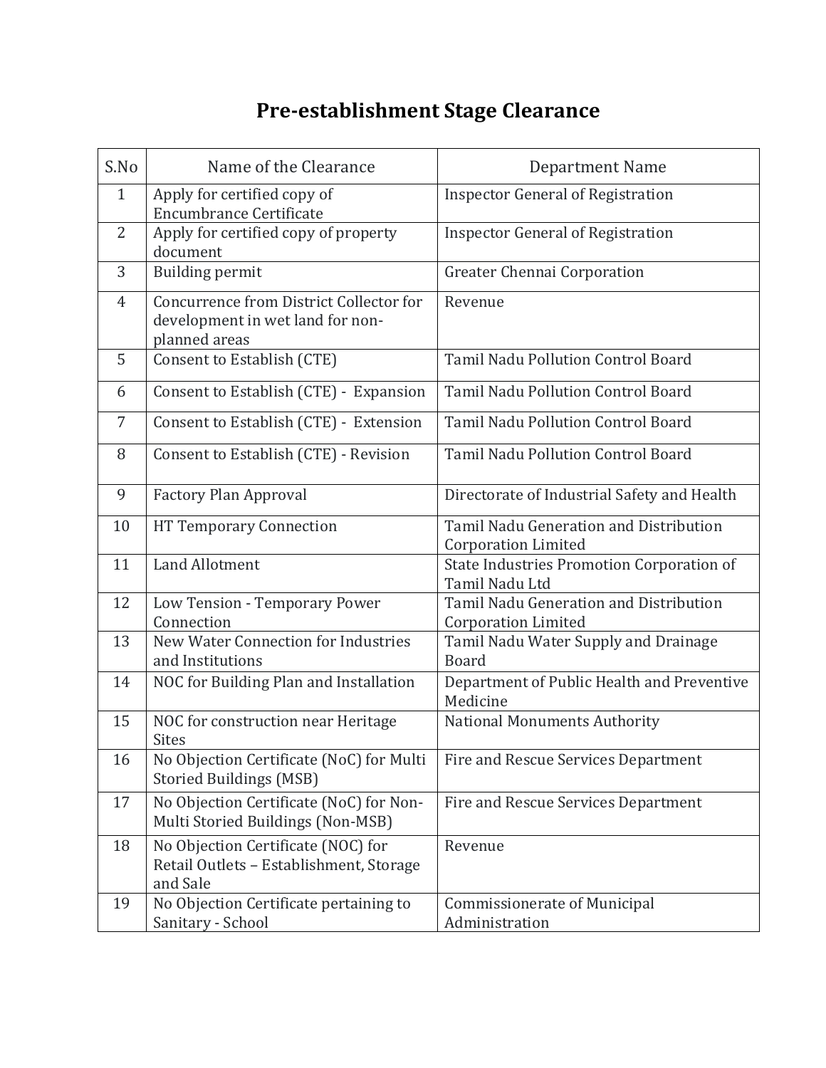# Pre-establishment Stage Clearance

| S.No | Name of the Clearance | Department Name |
|---|---|---|
| 1 | Apply for certified copy of Encumbrance Certificate | Inspector General of Registration |
| 2 | Apply for certified copy of property document | Inspector General of Registration |
| 3 | Building permit | Greater Chennai Corporation |
| 4 | Concurrence from District Collector for development in wet land for non-planned areas | Revenue |
| 5 | Consent to Establish (CTE) | Tamil Nadu Pollution Control Board |
| 6 | Consent to Establish (CTE) - Expansion | Tamil Nadu Pollution Control Board |
| 7 | Consent to Establish (CTE) - Extension | Tamil Nadu Pollution Control Board |
| 8 | Consent to Establish (CTE) - Revision | Tamil Nadu Pollution Control Board |
| 9 | Factory Plan Approval | Directorate of Industrial Safety and Health |
| 10 | HT Temporary Connection | Tamil Nadu Generation and Distribution Corporation Limited |
| 11 | Land Allotment | State Industries Promotion Corporation of Tamil Nadu Ltd |
| 12 | Low Tension - Temporary Power Connection | Tamil Nadu Generation and Distribution Corporation Limited |
| 13 | New Water Connection for Industries and Institutions | Tamil Nadu Water Supply and Drainage Board |
| 14 | NOC for Building Plan and Installation | Department of Public Health and Preventive Medicine |
| 15 | NOC for construction near Heritage Sites | National Monuments Authority |
| 16 | No Objection Certificate (NoC) for Multi Storied Buildings (MSB) | Fire and Rescue Services Department |
| 17 | No Objection Certificate (NoC) for Non-Multi Storied Buildings (Non-MSB) | Fire and Rescue Services Department |
| 18 | No Objection Certificate (NOC) for Retail Outlets – Establishment, Storage and Sale | Revenue |
| 19 | No Objection Certificate pertaining to Sanitary - School | Commissionerate of Municipal Administration |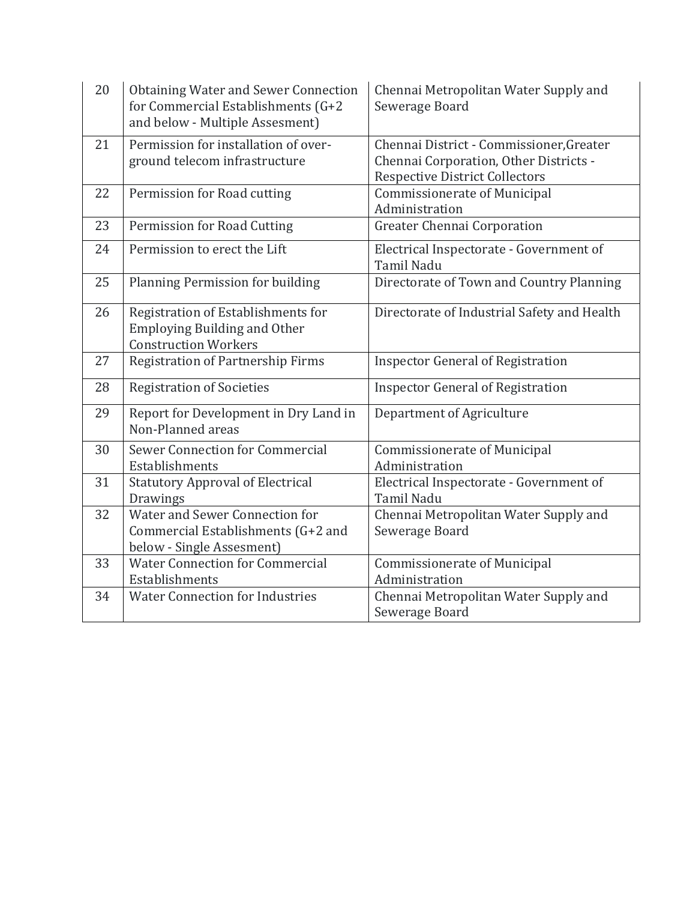| | | |
|---|---|---|
| 20 | Obtaining Water and Sewer Connection for Commercial Establishments (G+2 and below - Multiple Assesment) | Chennai Metropolitan Water Supply and Sewerage Board |
| 21 | Permission for installation of over-ground telecom infrastructure | Chennai District - Commissioner,Greater Chennai Corporation, Other Districts - Respective District Collectors |
| 22 | Permission for Road cutting | Commissionerate of Municipal Administration |
| 23 | Permission for Road Cutting | Greater Chennai Corporation |
| 24 | Permission to erect the Lift | Electrical Inspectorate - Government of Tamil Nadu |
| 25 | Planning Permission for building | Directorate of Town and Country Planning |
| 26 | Registration of Establishments for Employing Building and Other Construction Workers | Directorate of Industrial Safety and Health |
| 27 | Registration of Partnership Firms | Inspector General of Registration |
| 28 | Registration of Societies | Inspector General of Registration |
| 29 | Report for Development in Dry Land in Non-Planned areas | Department of Agriculture |
| 30 | Sewer Connection for Commercial Establishments | Commissionerate of Municipal Administration |
| 31 | Statutory Approval of Electrical Drawings | Electrical Inspectorate - Government of Tamil Nadu |
| 32 | Water and Sewer Connection for Commercial Establishments (G+2 and below - Single Assesment) | Chennai Metropolitan Water Supply and Sewerage Board |
| 33 | Water Connection for Commercial Establishments | Commissionerate of Municipal Administration |
| 34 | Water Connection for Industries | Chennai Metropolitan Water Supply and Sewerage Board |